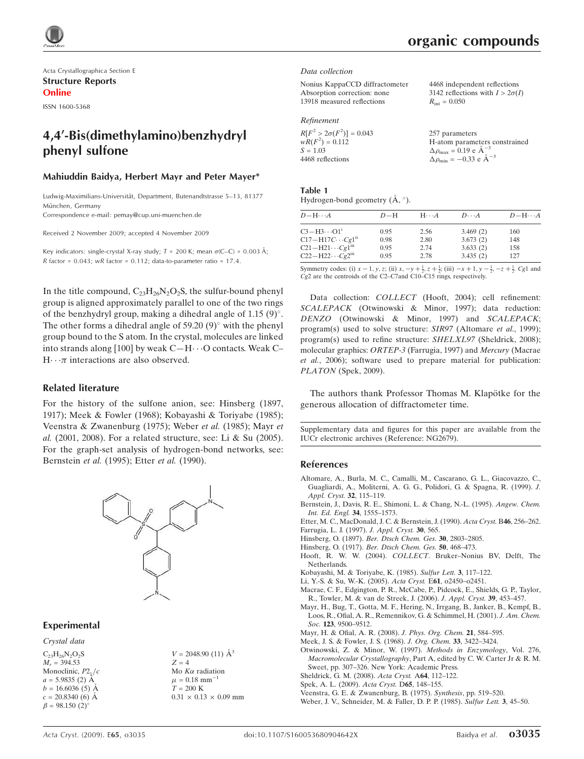Acta Crystallographica Section E
**Structure Reports Online**
ISSN 1600-5368

# 4,4′-Bis(dimethylamino)benzhydryl phenyl sulfone

**Mahiuddin Baidya, Herbert Mayr and Peter Mayer***

Ludwig-Maximilians-Universität, Department, Butenandtstrasse 5–13, 81377 München, Germany
Correspondence e-mail: pemay@cup.uni-muenchen.de

Received 2 November 2009; accepted 4 November 2009

Key indicators: single-crystal X-ray study; $T$ = 200 K; mean $\sigma$(C–C) = 0.003 Å; $R$ factor = 0.043; $wR$ factor = 0.112; data-to-parameter ratio = 17.4.

In the title compound, $C_{23}H_{26}N_2O_2S$, the sulfur-bound phenyl group is aligned approximately parallel to one of the two rings of the benzhydryl group, making a dihedral angle of 1.15 (9)°. The other forms a dihedral angle of 59.20 (9)° with the phenyl group bound to the S atom. In the crystal, molecules are linked into strands along [100] by weak C—H···O contacts. Weak C–H···π interactions are also observed.

## Related literature

For the history of the sulfone anion, see: Hinsberg (1897, 1917); Meek & Fowler (1968); Kobayashi & Toriyabe (1985); Veenstra & Zwanenburg (1975); Weber *et al.* (1985); Mayr *et al.* (2001, 2008). For a related structure, see: Li & Su (2005). For the graph-set analysis of hydrogen-bond networks, see: Bernstein *et al.* (1995); Etter *et al.* (1990).

## Experimental

### Crystal data

$C_{23}H_{26}N_2O_2S$
$M_r$ = 394.53
Monoclinic, $P2_1/c$
$a$ = 5.9835 (2) Å
$b$ = 16.6036 (5) Å
$c$ = 20.8340 (6) Å
$\beta$ = 98.150 (2)°
$V$ = 2048.90 (11) Å$^3$
$Z$ = 4
Mo $K\alpha$ radiation
$\mu$ = 0.18 mm$^{-1}$
$T$ = 200 K
0.31 × 0.13 × 0.09 mm

### Data collection

Nonius KappaCCD diffractometer
Absorption correction: none
13918 measured reflections
4468 independent reflections
3142 reflections with $I > 2\sigma(I)$
$R_{int}$ = 0.050

### Refinement

$R[F^2 > 2\sigma(F^2)]$ = 0.043
$wR(F^2)$ = 0.112
$S$ = 1.03
4468 reflections
257 parameters
H-atom parameters constrained
$\Delta\rho_{max}$ = 0.19 e Å$^{-3}$
$\Delta\rho_{min}$ = −0.33 e Å$^{-3}$

**Table 1**
Hydrogen-bond geometry (Å, °).

| $D$—H···$A$ | $D$—H | H···$A$ | $D$···$A$ | $D$—H···$A$ |
|---|---|---|---|---|
| C3—H3···O1[i] | 0.95 | 2.56 | 3.469 (2) | 160 |
| C17—H17C···$Cg$1[ii] | 0.98 | 2.80 | 3.673 (2) | 148 |
| C21—H21···$Cg$1[iii] | 0.95 | 2.74 | 3.633 (2) | 158 |
| C22—H22···$Cg$2[iii] | 0.95 | 2.78 | 3.435 (2) | 127 |

Symmetry codes: (i) $x-1, y, z$; (ii) $x, -y+\frac{1}{2}, z+\frac{1}{2}$; (iii) $-x+1, y-\frac{1}{2}, -z+\frac{1}{2}$. $Cg$1 and $Cg$2 are the centroids of the C2–C7and C10–C15 rings, respectively.

Data collection: *COLLECT* (Hooft, 2004); cell refinement: *SCALEPACK* (Otwinowski & Minor, 1997); data reduction: *DENZO* (Otwinowski & Minor, 1997) and *SCALEPACK*; program(s) used to solve structure: *SIR97* (Altomare *et al.*, 1999); program(s) used to refine structure: *SHELXL97* (Sheldrick, 2008); molecular graphics: *ORTEP-3* (Farrugia, 1997) and *Mercury* (Macrae *et al.*, 2006); software used to prepare material for publication: *PLATON* (Spek, 2009).

The authors thank Professor Thomas M. Klapötke for the generous allocation of diffractometer time.

Supplementary data and figures for this paper are available from the IUCr electronic archives (Reference: NG2679).

## References

Altomare, A., Burla, M. C., Camalli, M., Cascarano, G. L., Giacovazzo, C., Guagliardi, A., Moliterni, A. G. G., Polidori, G. & Spagna, R. (1999). *J. Appl. Cryst.* **32**, 115–119.
Bernstein, J., Davis, R. E., Shimoni, L. & Chang, N.-L. (1995). *Angew. Chem. Int. Ed. Engl.* **34**, 1555–1573.
Etter, M. C., MacDonald, J. C. & Bernstein, J. (1990). *Acta Cryst.* B**46**, 256–262.
Farrugia, L. J. (1997). *J. Appl. Cryst.* **30**, 565.
Hinsberg, O. (1897). *Ber. Dtsch Chem. Ges.* **30**, 2803–2805.
Hinsberg, O. (1917). *Ber. Dtsch Chem. Ges.* **50**, 468–473.
Hooft, R. W. W. (2004). *COLLECT*. Bruker–Nonius BV, Delft, The Netherlands.
Kobayashi, M. & Toriyabe, K. (1985). *Sulfur Lett.* **3**, 117–122.
Li, Y.-S. & Su, W.-K. (2005). *Acta Cryst.* E**61**, o2450–o2451.
Macrae, C. F., Edgington, P. R., McCabe, P., Pidcock, E., Shields, G. P., Taylor, R., Towler, M. & van de Streek, J. (2006). *J. Appl. Cryst.* **39**, 453–457.
Mayr, H., Bug, T., Gotta, M. F., Hering, N., Irrgang, B., Janker, B., Kempf, B., Loos, R., Ofial, A. R., Remennikov, G. & Schimmel, H. (2001). *J. Am. Chem. Soc.* **123**, 9500–9512.
Mayr, H. & Ofial, A. R. (2008). *J. Phys. Org. Chem.* **21**, 584–595.
Meek, J. S. & Fowler, J. S. (1968). *J. Org. Chem.* **33**, 3422–3424.
Otwinowski, Z. & Minor, W. (1997). *Methods in Enzymology*, Vol. 276, *Macromolecular Crystallography*, Part A, edited by C. W. Carter Jr & R. M. Sweet, pp. 307–326. New York: Academic Press.
Sheldrick, G. M. (2008). *Acta Cryst.* A**64**, 112–122.
Spek, A. L. (2009). *Acta Cryst.* D**65**, 148–155.
Veenstra, G. E. & Zwanenburg, B. (1975). *Synthesis*, pp. 519–520.
Weber, J. V., Schneider, M. & Faller, D. P. P. (1985). *Sulfur Lett.* **3**, 45–50.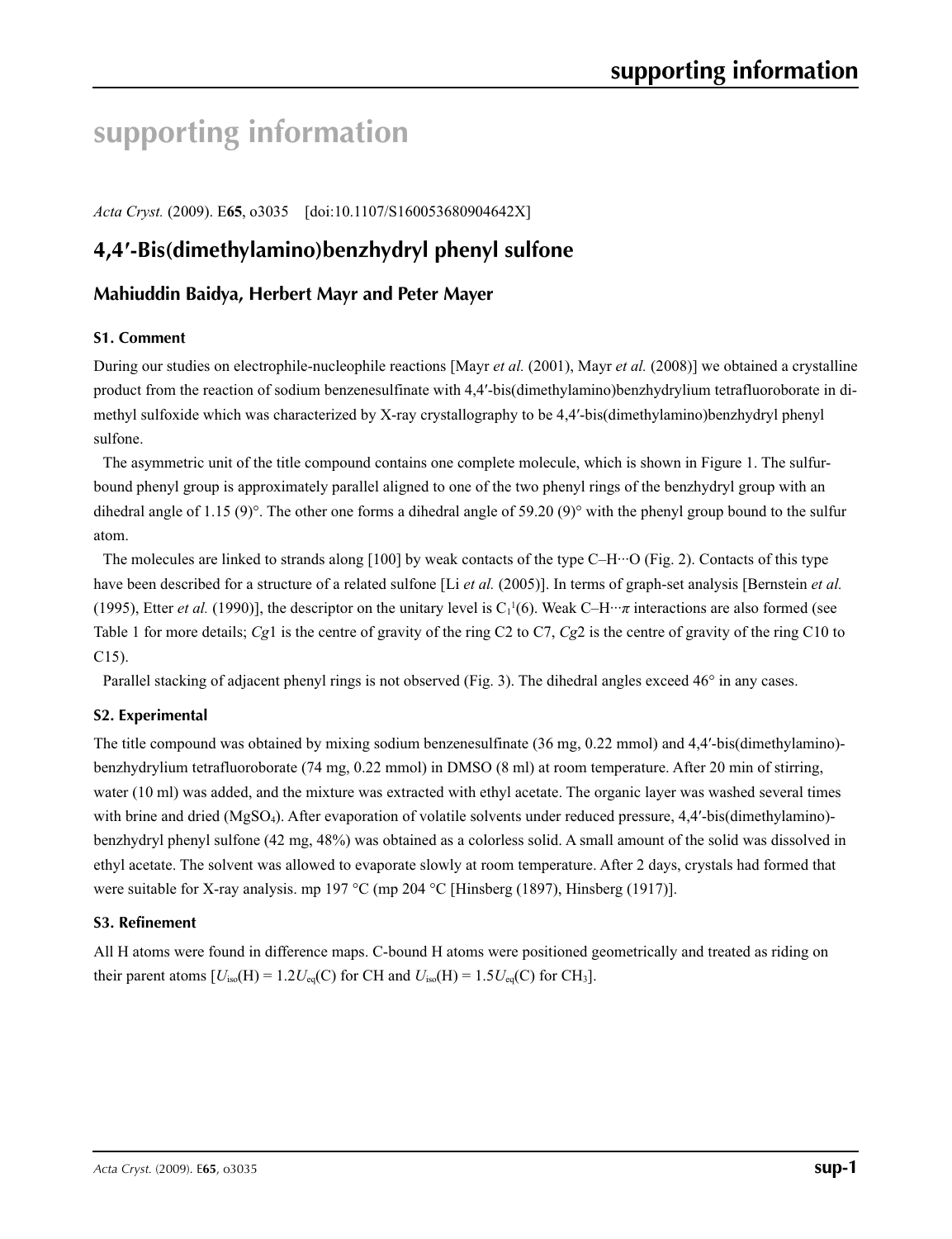# supporting information

*Acta Cryst.* (2009). E**65**, o3035 [doi:10.1107/S160053680904642X]

## 4,4′-Bis(dimethylamino)benzhydryl phenyl sulfone

### Mahiuddin Baidya, Herbert Mayr and Peter Mayer

#### S1. Comment

During our studies on electrophile-nucleophile reactions [Mayr *et al.* (2001), Mayr *et al.* (2008)] we obtained a crystalline product from the reaction of sodium benzenesulfinate with 4,4′-bis(dimethylamino)benzhydrylium tetrafluoroborate in dimethyl sulfoxide which was characterized by X-ray crystallography to be 4,4′-bis(dimethylamino)benzhydryl phenyl sulfone.

The asymmetric unit of the title compound contains one complete molecule, which is shown in Figure 1. The sulfur-bound phenyl group is approximately parallel aligned to one of the two phenyl rings of the benzhydryl group with an dihedral angle of 1.15 (9)°. The other one forms a dihedral angle of 59.20 (9)° with the phenyl group bound to the sulfur atom.

The molecules are linked to strands along [100] by weak contacts of the type C–H···O (Fig. 2). Contacts of this type have been described for a structure of a related sulfone [Li *et al.* (2005)]. In terms of graph-set analysis [Bernstein *et al.* (1995), Etter *et al.* (1990)], the descriptor on the unitary level is $C_1^1(6)$. Weak C–H···*π* interactions are also formed (see Table 1 for more details; *Cg*1 is the centre of gravity of the ring C2 to C7, *Cg*2 is the centre of gravity of the ring C10 to C15).

Parallel stacking of adjacent phenyl rings is not observed (Fig. 3). The dihedral angles exceed 46° in any cases.

#### S2. Experimental

The title compound was obtained by mixing sodium benzenesulfinate (36 mg, 0.22 mmol) and 4,4′-bis(dimethylamino)-benzhydrylium tetrafluoroborate (74 mg, 0.22 mmol) in DMSO (8 ml) at room temperature. After 20 min of stirring, water (10 ml) was added, and the mixture was extracted with ethyl acetate. The organic layer was washed several times with brine and dried ($MgSO_4$). After evaporation of volatile solvents under reduced pressure, 4,4′-bis(dimethylamino)-benzhydryl phenyl sulfone (42 mg, 48%) was obtained as a colorless solid. A small amount of the solid was dissolved in ethyl acetate. The solvent was allowed to evaporate slowly at room temperature. After 2 days, crystals had formed that were suitable for X-ray analysis. mp 197 °C (mp 204 °C [Hinsberg (1897), Hinsberg (1917)].

#### S3. Refinement

All H atoms were found in difference maps. C-bound H atoms were positioned geometrically and treated as riding on their parent atoms [$U_{iso}$(H) = 1.2$U_{eq}$(C) for CH and $U_{iso}$(H) = 1.5$U_{eq}$(C) for $CH_3$].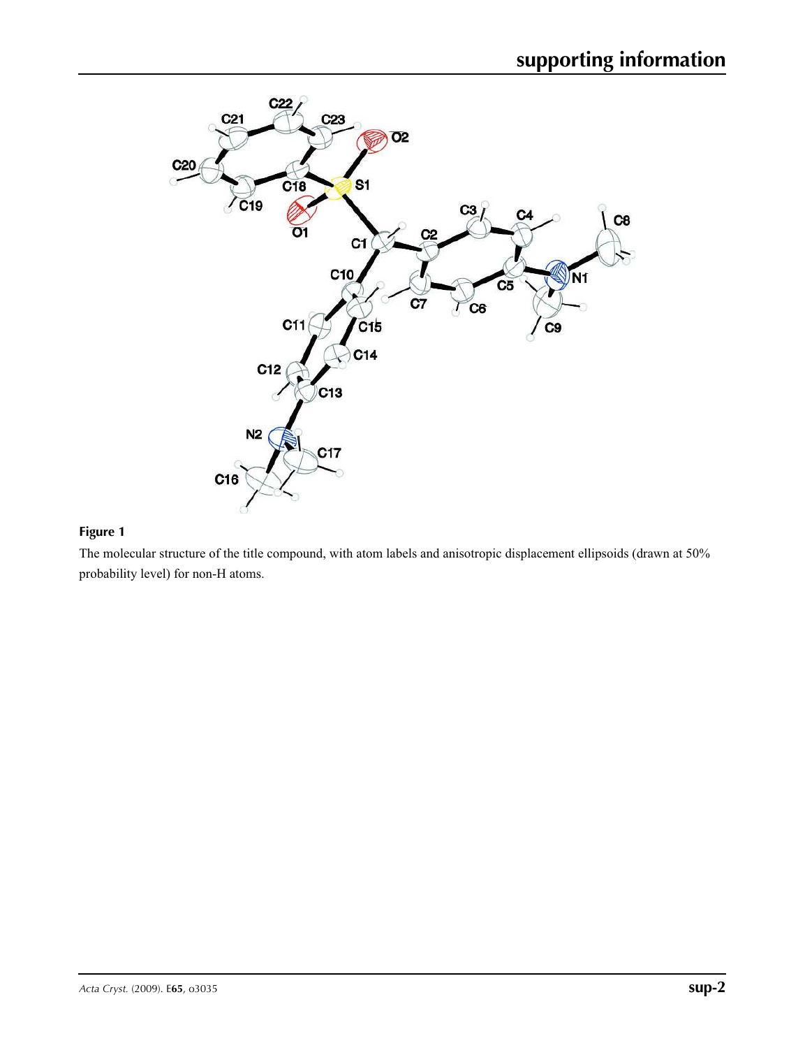**Figure 1**

The molecular structure of the title compound, with atom labels and anisotropic displacement ellipsoids (drawn at 50% probability level) for non-H atoms.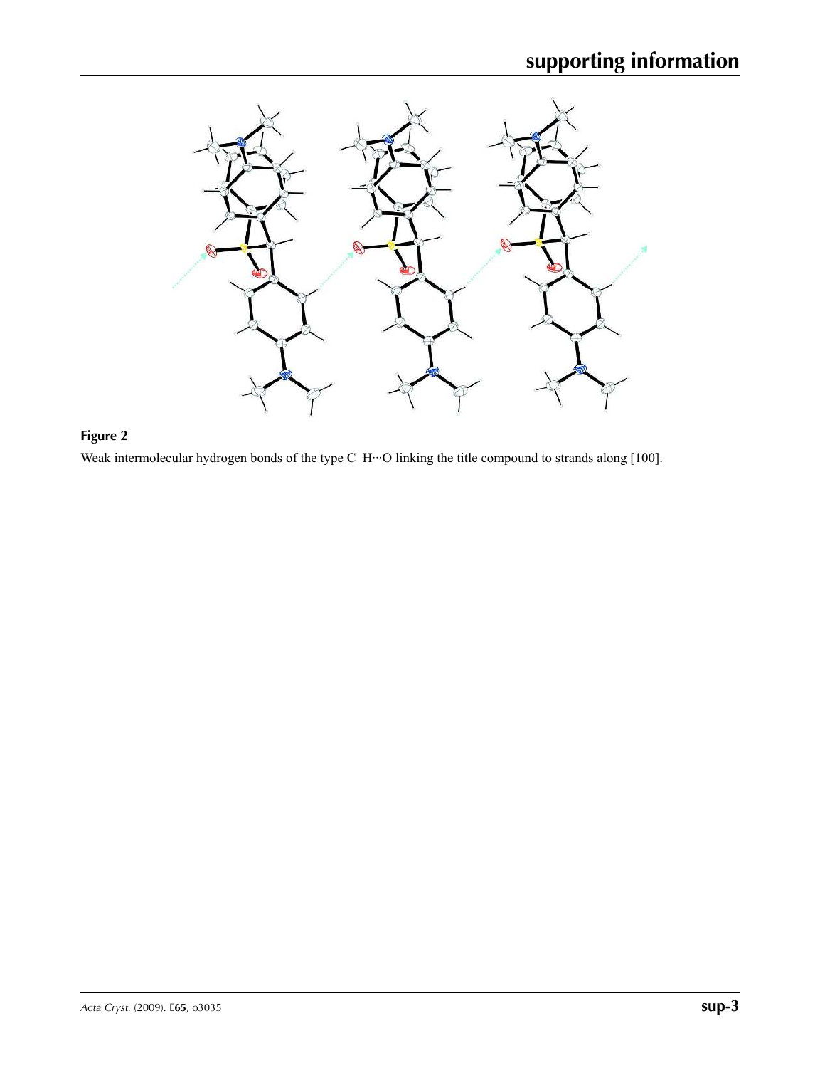**Figure 2**

Weak intermolecular hydrogen bonds of the type C–H···O linking the title compound to strands along [100].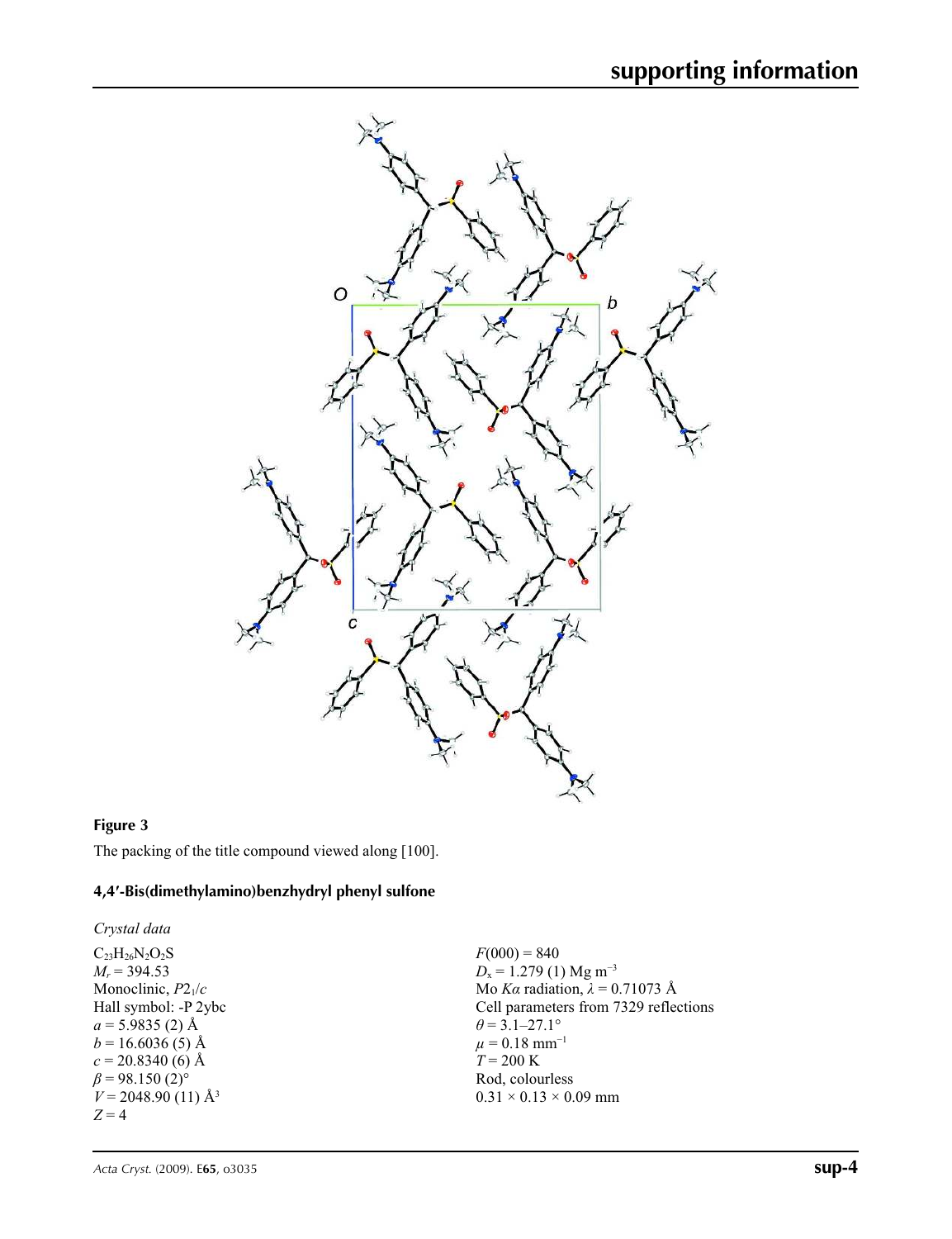**Figure 3**

The packing of the title compound viewed along [100].

## 4,4′-Bis(dimethylamino)benzhydryl phenyl sulfone

*Crystal data*

$C_{23}H_{26}N_2O_2S$
$M_r = 394.53$
Monoclinic, $P2_1/c$
Hall symbol: -P 2ybc
$a = 5.9835$ (2) Å
$b = 16.6036$ (5) Å
$c = 20.8340$ (6) Å
$\beta = 98.150$ (2)°
$V = 2048.90$ (11) Å$^3$
$Z = 4$

$F(000) = 840$
$D_x = 1.279$ (1) Mg m$^{-3}$
Mo $K\alpha$ radiation, $\lambda = 0.71073$ Å
Cell parameters from 7329 reflections
$\theta = 3.1$–$27.1$°
$\mu = 0.18$ mm$^{-1}$
$T = 200$ K
Rod, colourless
$0.31 \times 0.13 \times 0.09$ mm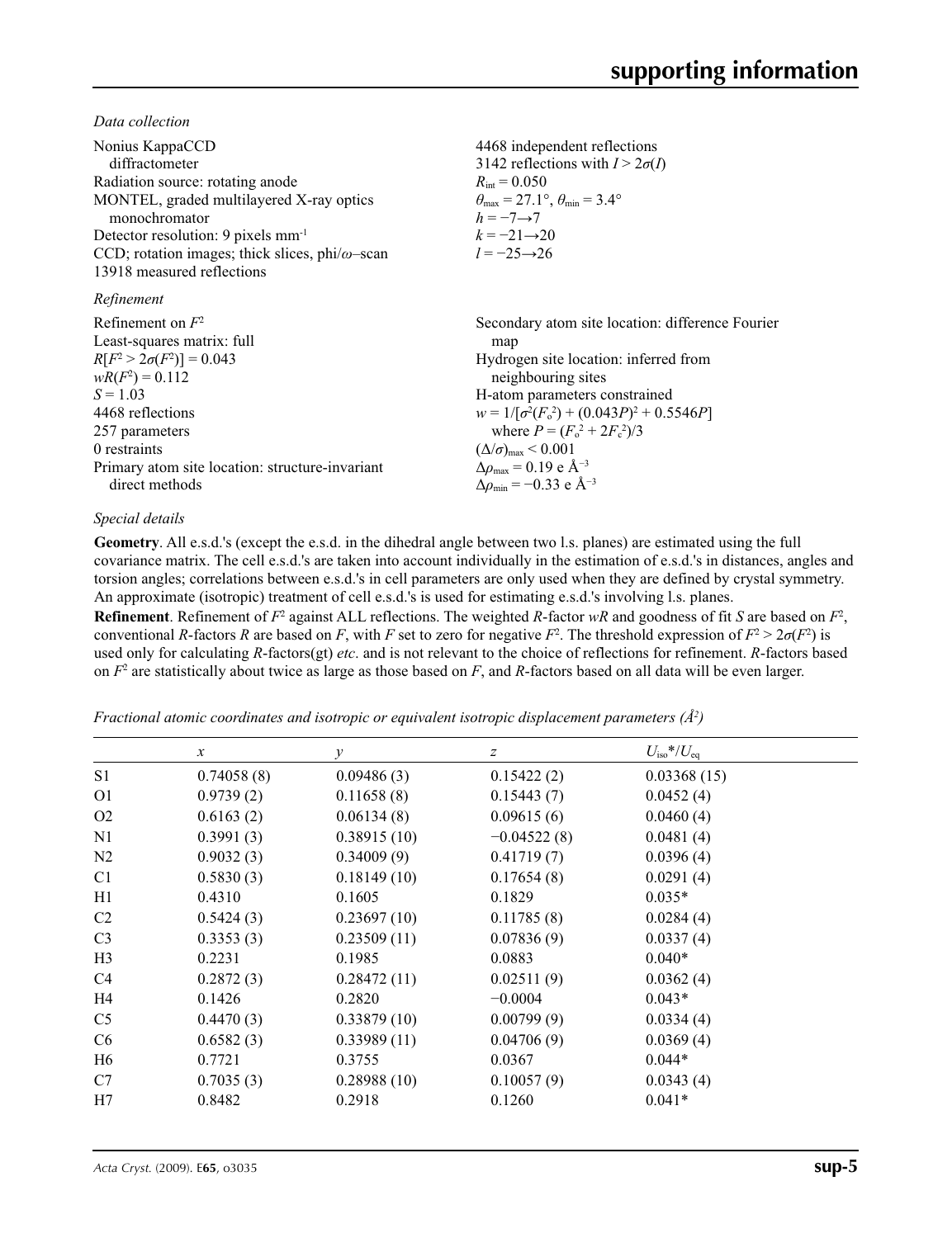*Data collection*

Nonius KappaCCD diffractometer
Radiation source: rotating anode
MONTEL, graded multilayered X-ray optics monochromator
Detector resolution: 9 pixels mm$^{-1}$
CCD; rotation images; thick slices, phi/$\omega$–scan
13918 measured reflections
4468 independent reflections
3142 reflections with $I > 2\sigma(I)$
$R_{\rm int} = 0.050$
$\theta_{\rm max} = 27.1°$, $\theta_{\rm min} = 3.4°$
$h = -7 \rightarrow 7$
$k = -21 \rightarrow 20$
$l = -25 \rightarrow 26$

*Refinement*

Refinement on $F^2$
Least-squares matrix: full
$R[F^2 > 2\sigma(F^2)] = 0.043$
$wR(F^2) = 0.112$
$S = 1.03$
4468 reflections
257 parameters
0 restraints
Primary atom site location: structure-invariant direct methods
Secondary atom site location: difference Fourier map
Hydrogen site location: inferred from neighbouring sites
H-atom parameters constrained
$w = 1/[\sigma^2(F_o^2) + (0.043P)^2 + 0.5546P]$
where $P = (F_o^2 + 2F_c^2)/3$
$(\Delta/\sigma)_{\rm max} < 0.001$
$\Delta\rho_{\rm max} = 0.19$ e Å$^{-3}$
$\Delta\rho_{\rm min} = -0.33$ e Å$^{-3}$

*Special details*

**Geometry**. All e.s.d.'s (except the e.s.d. in the dihedral angle between two l.s. planes) are estimated using the full covariance matrix. The cell e.s.d.'s are taken into account individually in the estimation of e.s.d.'s in distances, angles and torsion angles; correlations between e.s.d.'s in cell parameters are only used when they are defined by crystal symmetry. An approximate (isotropic) treatment of cell e.s.d.'s is used for estimating e.s.d.'s involving l.s. planes.

**Refinement**. Refinement of $F^2$ against ALL reflections. The weighted $R$-factor $wR$ and goodness of fit $S$ are based on $F^2$, conventional $R$-factors $R$ are based on $F$, with $F$ set to zero for negative $F^2$. The threshold expression of $F^2 > 2\sigma(F^2)$ is used only for calculating $R$-factors(gt) *etc*. and is not relevant to the choice of reflections for refinement. $R$-factors based on $F^2$ are statistically about twice as large as those based on $F$, and $R$-factors based on all data will be even larger.

*Fractional atomic coordinates and isotropic or equivalent isotropic displacement parameters (Å$^2$)*

| | $x$ | $y$ | $z$ | $U_{\rm iso}$\*/$U_{\rm eq}$ |
|---|---|---|---|---|
| S1 | 0.74058 (8) | 0.09486 (3) | 0.15422 (2) | 0.03368 (15) |
| O1 | 0.9739 (2) | 0.11658 (8) | 0.15443 (7) | 0.0452 (4) |
| O2 | 0.6163 (2) | 0.06134 (8) | 0.09615 (6) | 0.0460 (4) |
| N1 | 0.3991 (3) | 0.38915 (10) | −0.04522 (8) | 0.0481 (4) |
| N2 | 0.9032 (3) | 0.34009 (9) | 0.41719 (7) | 0.0396 (4) |
| C1 | 0.5830 (3) | 0.18149 (10) | 0.17654 (8) | 0.0291 (4) |
| H1 | 0.4310 | 0.1605 | 0.1829 | 0.035* |
| C2 | 0.5424 (3) | 0.23697 (10) | 0.11785 (8) | 0.0284 (4) |
| C3 | 0.3353 (3) | 0.23509 (11) | 0.07836 (9) | 0.0337 (4) |
| H3 | 0.2231 | 0.1985 | 0.0883 | 0.040* |
| C4 | 0.2872 (3) | 0.28472 (11) | 0.02511 (9) | 0.0362 (4) |
| H4 | 0.1426 | 0.2820 | −0.0004 | 0.043* |
| C5 | 0.4470 (3) | 0.33879 (10) | 0.00799 (9) | 0.0334 (4) |
| C6 | 0.6582 (3) | 0.33989 (11) | 0.04706 (9) | 0.0369 (4) |
| H6 | 0.7721 | 0.3755 | 0.0367 | 0.044* |
| C7 | 0.7035 (3) | 0.28988 (10) | 0.10057 (9) | 0.0343 (4) |
| H7 | 0.8482 | 0.2918 | 0.1260 | 0.041* |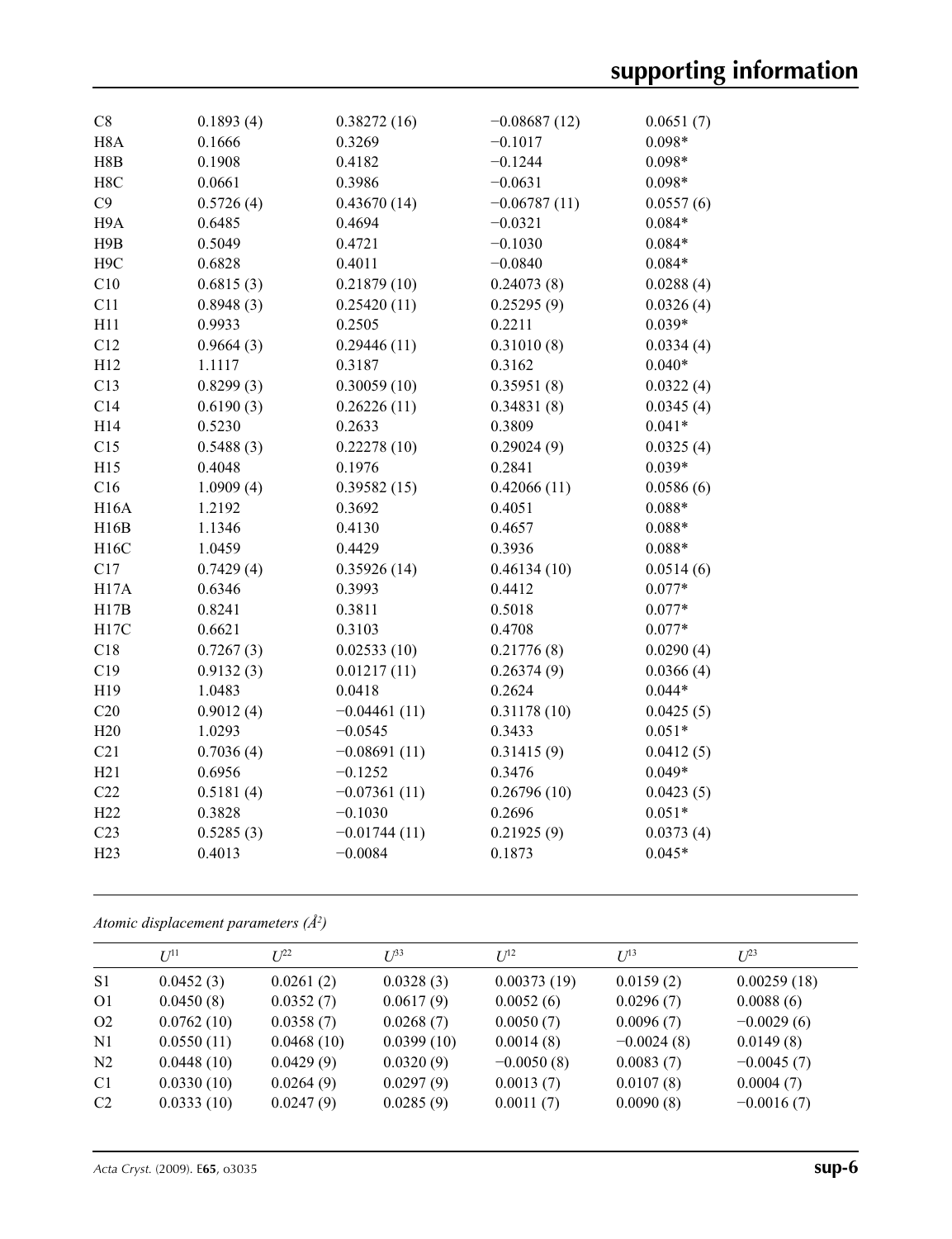| | | | | |
|---|---|---|---|---|
| C8 | 0.1893 (4) | 0.38272 (16) | −0.08687 (12) | 0.0651 (7) |
| H8A | 0.1666 | 0.3269 | −0.1017 | 0.098* |
| H8B | 0.1908 | 0.4182 | −0.1244 | 0.098* |
| H8C | 0.0661 | 0.3986 | −0.0631 | 0.098* |
| C9 | 0.5726 (4) | 0.43670 (14) | −0.06787 (11) | 0.0557 (6) |
| H9A | 0.6485 | 0.4694 | −0.0321 | 0.084* |
| H9B | 0.5049 | 0.4721 | −0.1030 | 0.084* |
| H9C | 0.6828 | 0.4011 | −0.0840 | 0.084* |
| C10 | 0.6815 (3) | 0.21879 (10) | 0.24073 (8) | 0.0288 (4) |
| C11 | 0.8948 (3) | 0.25420 (11) | 0.25295 (9) | 0.0326 (4) |
| H11 | 0.9933 | 0.2505 | 0.2211 | 0.039* |
| C12 | 0.9664 (3) | 0.29446 (11) | 0.31010 (8) | 0.0334 (4) |
| H12 | 1.1117 | 0.3187 | 0.3162 | 0.040* |
| C13 | 0.8299 (3) | 0.30059 (10) | 0.35951 (8) | 0.0322 (4) |
| C14 | 0.6190 (3) | 0.26226 (11) | 0.34831 (8) | 0.0345 (4) |
| H14 | 0.5230 | 0.2633 | 0.3809 | 0.041* |
| C15 | 0.5488 (3) | 0.22278 (10) | 0.29024 (9) | 0.0325 (4) |
| H15 | 0.4048 | 0.1976 | 0.2841 | 0.039* |
| C16 | 1.0909 (4) | 0.39582 (15) | 0.42066 (11) | 0.0586 (6) |
| H16A | 1.2192 | 0.3692 | 0.4051 | 0.088* |
| H16B | 1.1346 | 0.4130 | 0.4657 | 0.088* |
| H16C | 1.0459 | 0.4429 | 0.3936 | 0.088* |
| C17 | 0.7429 (4) | 0.35926 (14) | 0.46134 (10) | 0.0514 (6) |
| H17A | 0.6346 | 0.3993 | 0.4412 | 0.077* |
| H17B | 0.8241 | 0.3811 | 0.5018 | 0.077* |
| H17C | 0.6621 | 0.3103 | 0.4708 | 0.077* |
| C18 | 0.7267 (3) | 0.02533 (10) | 0.21776 (8) | 0.0290 (4) |
| C19 | 0.9132 (3) | 0.01217 (11) | 0.26374 (9) | 0.0366 (4) |
| H19 | 1.0483 | 0.0418 | 0.2624 | 0.044* |
| C20 | 0.9012 (4) | −0.04461 (11) | 0.31178 (10) | 0.0425 (5) |
| H20 | 1.0293 | −0.0545 | 0.3433 | 0.051* |
| C21 | 0.7036 (4) | −0.08691 (11) | 0.31415 (9) | 0.0412 (5) |
| H21 | 0.6956 | −0.1252 | 0.3476 | 0.049* |
| C22 | 0.5181 (4) | −0.07361 (11) | 0.26796 (10) | 0.0423 (5) |
| H22 | 0.3828 | −0.1030 | 0.2696 | 0.051* |
| C23 | 0.5285 (3) | −0.01744 (11) | 0.21925 (9) | 0.0373 (4) |
| H23 | 0.4013 | −0.0084 | 0.1873 | 0.045* |

*Atomic displacement parameters (Å²)*

| | $U^{11}$ | $U^{22}$ | $U^{33}$ | $U^{12}$ | $U^{13}$ | $U^{23}$ |
|---|---|---|---|---|---|---|
| S1 | 0.0452 (3) | 0.0261 (2) | 0.0328 (3) | 0.00373 (19) | 0.0159 (2) | 0.00259 (18) |
| O1 | 0.0450 (8) | 0.0352 (7) | 0.0617 (9) | 0.0052 (6) | 0.0296 (7) | 0.0088 (6) |
| O2 | 0.0762 (10) | 0.0358 (7) | 0.0268 (7) | 0.0050 (7) | 0.0096 (7) | −0.0029 (6) |
| N1 | 0.0550 (11) | 0.0468 (10) | 0.0399 (10) | 0.0014 (8) | −0.0024 (8) | 0.0149 (8) |
| N2 | 0.0448 (10) | 0.0429 (9) | 0.0320 (9) | −0.0050 (8) | 0.0083 (7) | −0.0045 (7) |
| C1 | 0.0330 (10) | 0.0264 (9) | 0.0297 (9) | 0.0013 (7) | 0.0107 (8) | 0.0004 (7) |
| C2 | 0.0333 (10) | 0.0247 (9) | 0.0285 (9) | 0.0011 (7) | 0.0090 (8) | −0.0016 (7) |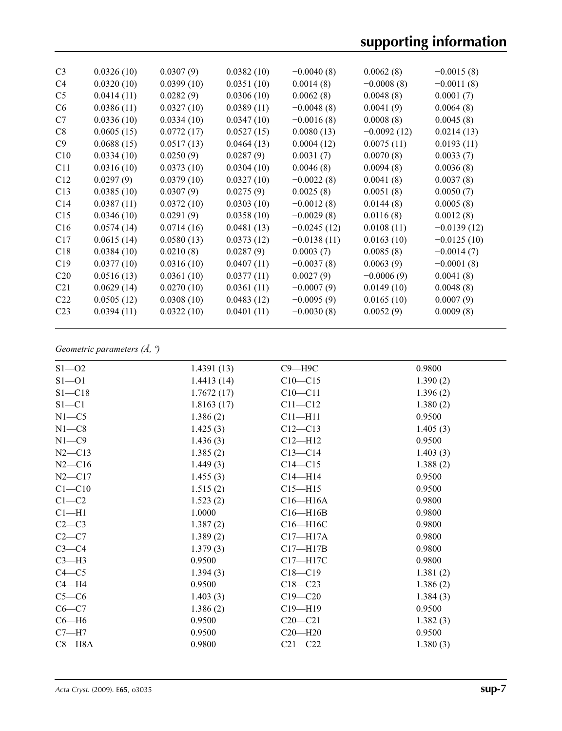| | | | | | | |
|---|---|---|---|---|---|---|
| C3 | 0.0326 (10) | 0.0307 (9) | 0.0382 (10) | −0.0040 (8) | 0.0062 (8) | −0.0015 (8) |
| C4 | 0.0320 (10) | 0.0399 (10) | 0.0351 (10) | 0.0014 (8) | −0.0008 (8) | −0.0011 (8) |
| C5 | 0.0414 (11) | 0.0282 (9) | 0.0306 (10) | 0.0062 (8) | 0.0048 (8) | 0.0001 (7) |
| C6 | 0.0386 (11) | 0.0327 (10) | 0.0389 (11) | −0.0048 (8) | 0.0041 (9) | 0.0064 (8) |
| C7 | 0.0336 (10) | 0.0334 (10) | 0.0347 (10) | −0.0016 (8) | 0.0008 (8) | 0.0045 (8) |
| C8 | 0.0605 (15) | 0.0772 (17) | 0.0527 (15) | 0.0080 (13) | −0.0092 (12) | 0.0214 (13) |
| C9 | 0.0688 (15) | 0.0517 (13) | 0.0464 (13) | 0.0004 (12) | 0.0075 (11) | 0.0193 (11) |
| C10 | 0.0334 (10) | 0.0250 (9) | 0.0287 (9) | 0.0031 (7) | 0.0070 (8) | 0.0033 (7) |
| C11 | 0.0316 (10) | 0.0373 (10) | 0.0304 (10) | 0.0046 (8) | 0.0094 (8) | 0.0036 (8) |
| C12 | 0.0297 (9) | 0.0379 (10) | 0.0327 (10) | −0.0022 (8) | 0.0041 (8) | 0.0037 (8) |
| C13 | 0.0385 (10) | 0.0307 (9) | 0.0275 (9) | 0.0025 (8) | 0.0051 (8) | 0.0050 (7) |
| C14 | 0.0387 (11) | 0.0372 (10) | 0.0303 (10) | −0.0012 (8) | 0.0144 (8) | 0.0005 (8) |
| C15 | 0.0346 (10) | 0.0291 (9) | 0.0358 (10) | −0.0029 (8) | 0.0116 (8) | 0.0012 (8) |
| C16 | 0.0574 (14) | 0.0714 (16) | 0.0481 (13) | −0.0245 (12) | 0.0108 (11) | −0.0139 (12) |
| C17 | 0.0615 (14) | 0.0580 (13) | 0.0373 (12) | −0.0138 (11) | 0.0163 (10) | −0.0125 (10) |
| C18 | 0.0384 (10) | 0.0210 (8) | 0.0287 (9) | 0.0003 (7) | 0.0085 (8) | −0.0014 (7) |
| C19 | 0.0377 (10) | 0.0316 (10) | 0.0407 (11) | −0.0037 (8) | 0.0063 (9) | −0.0001 (8) |
| C20 | 0.0516 (13) | 0.0361 (10) | 0.0377 (11) | 0.0027 (9) | −0.0006 (9) | 0.0041 (8) |
| C21 | 0.0629 (14) | 0.0270 (10) | 0.0361 (11) | −0.0007 (9) | 0.0149 (10) | 0.0048 (8) |
| C22 | 0.0505 (12) | 0.0308 (10) | 0.0483 (12) | −0.0095 (9) | 0.0165 (10) | 0.0007 (9) |
| C23 | 0.0394 (11) | 0.0322 (10) | 0.0401 (11) | −0.0030 (8) | 0.0052 (9) | 0.0009 (8) |

*Geometric parameters (Å, º)*

| | | | |
|---|---|---|---|
| S1—O2 | 1.4391 (13) | C9—H9C | 0.9800 |
| S1—O1 | 1.4413 (14) | C10—C15 | 1.390 (2) |
| S1—C18 | 1.7672 (17) | C10—C11 | 1.396 (2) |
| S1—C1 | 1.8163 (17) | C11—C12 | 1.380 (2) |
| N1—C5 | 1.386 (2) | C11—H11 | 0.9500 |
| N1—C8 | 1.425 (3) | C12—C13 | 1.405 (3) |
| N1—C9 | 1.436 (3) | C12—H12 | 0.9500 |
| N2—C13 | 1.385 (2) | C13—C14 | 1.403 (3) |
| N2—C16 | 1.449 (3) | C14—C15 | 1.388 (2) |
| N2—C17 | 1.455 (3) | C14—H14 | 0.9500 |
| C1—C10 | 1.515 (2) | C15—H15 | 0.9500 |
| C1—C2 | 1.523 (2) | C16—H16A | 0.9800 |
| C1—H1 | 1.0000 | C16—H16B | 0.9800 |
| C2—C3 | 1.387 (2) | C16—H16C | 0.9800 |
| C2—C7 | 1.389 (2) | C17—H17A | 0.9800 |
| C3—C4 | 1.379 (3) | C17—H17B | 0.9800 |
| C3—H3 | 0.9500 | C17—H17C | 0.9800 |
| C4—C5 | 1.394 (3) | C18—C19 | 1.381 (2) |
| C4—H4 | 0.9500 | C18—C23 | 1.386 (2) |
| C5—C6 | 1.403 (3) | C19—C20 | 1.384 (3) |
| C6—C7 | 1.386 (2) | C19—H19 | 0.9500 |
| C6—H6 | 0.9500 | C20—C21 | 1.382 (3) |
| C7—H7 | 0.9500 | C20—H20 | 0.9500 |
| C8—H8A | 0.9800 | C21—C22 | 1.380 (3) |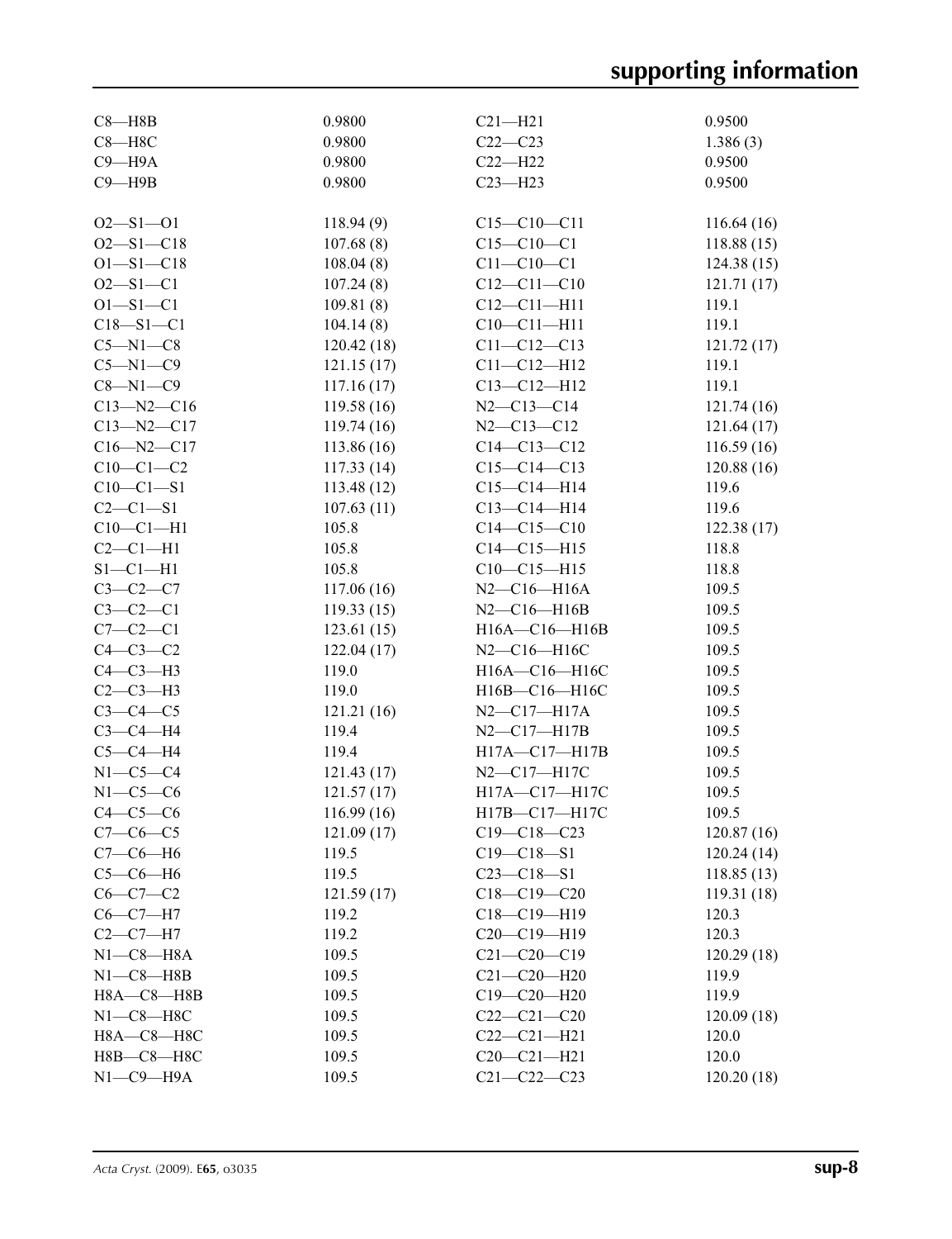| | | | |
|---|---|---|---|
| C8—H8B | 0.9800 | C21—H21 | 0.9500 |
| C8—H8C | 0.9800 | C22—C23 | 1.386 (3) |
| C9—H9A | 0.9800 | C22—H22 | 0.9500 |
| C9—H9B | 0.9800 | C23—H23 | 0.9500 |
| | | | |
| O2—S1—O1 | 118.94 (9) | C15—C10—C11 | 116.64 (16) |
| O2—S1—C18 | 107.68 (8) | C15—C10—C1 | 118.88 (15) |
| O1—S1—C18 | 108.04 (8) | C11—C10—C1 | 124.38 (15) |
| O2—S1—C1 | 107.24 (8) | C12—C11—C10 | 121.71 (17) |
| O1—S1—C1 | 109.81 (8) | C12—C11—H11 | 119.1 |
| C18—S1—C1 | 104.14 (8) | C10—C11—H11 | 119.1 |
| C5—N1—C8 | 120.42 (18) | C11—C12—C13 | 121.72 (17) |
| C5—N1—C9 | 121.15 (17) | C11—C12—H12 | 119.1 |
| C8—N1—C9 | 117.16 (17) | C13—C12—H12 | 119.1 |
| C13—N2—C16 | 119.58 (16) | N2—C13—C14 | 121.74 (16) |
| C13—N2—C17 | 119.74 (16) | N2—C13—C12 | 121.64 (17) |
| C16—N2—C17 | 113.86 (16) | C14—C13—C12 | 116.59 (16) |
| C10—C1—C2 | 117.33 (14) | C15—C14—C13 | 120.88 (16) |
| C10—C1—S1 | 113.48 (12) | C15—C14—H14 | 119.6 |
| C2—C1—S1 | 107.63 (11) | C13—C14—H14 | 119.6 |
| C10—C1—H1 | 105.8 | C14—C15—C10 | 122.38 (17) |
| C2—C1—H1 | 105.8 | C14—C15—H15 | 118.8 |
| S1—C1—H1 | 105.8 | C10—C15—H15 | 118.8 |
| C3—C2—C7 | 117.06 (16) | N2—C16—H16A | 109.5 |
| C3—C2—C1 | 119.33 (15) | N2—C16—H16B | 109.5 |
| C7—C2—C1 | 123.61 (15) | H16A—C16—H16B | 109.5 |
| C4—C3—C2 | 122.04 (17) | N2—C16—H16C | 109.5 |
| C4—C3—H3 | 119.0 | H16A—C16—H16C | 109.5 |
| C2—C3—H3 | 119.0 | H16B—C16—H16C | 109.5 |
| C3—C4—C5 | 121.21 (16) | N2—C17—H17A | 109.5 |
| C3—C4—H4 | 119.4 | N2—C17—H17B | 109.5 |
| C5—C4—H4 | 119.4 | H17A—C17—H17B | 109.5 |
| N1—C5—C4 | 121.43 (17) | N2—C17—H17C | 109.5 |
| N1—C5—C6 | 121.57 (17) | H17A—C17—H17C | 109.5 |
| C4—C5—C6 | 116.99 (16) | H17B—C17—H17C | 109.5 |
| C7—C6—C5 | 121.09 (17) | C19—C18—C23 | 120.87 (16) |
| C7—C6—H6 | 119.5 | C19—C18—S1 | 120.24 (14) |
| C5—C6—H6 | 119.5 | C23—C18—S1 | 118.85 (13) |
| C6—C7—C2 | 121.59 (17) | C18—C19—C20 | 119.31 (18) |
| C6—C7—H7 | 119.2 | C18—C19—H19 | 120.3 |
| C2—C7—H7 | 119.2 | C20—C19—H19 | 120.3 |
| N1—C8—H8A | 109.5 | C21—C20—C19 | 120.29 (18) |
| N1—C8—H8B | 109.5 | C21—C20—H20 | 119.9 |
| H8A—C8—H8B | 109.5 | C19—C20—H20 | 119.9 |
| N1—C8—H8C | 109.5 | C22—C21—C20 | 120.09 (18) |
| H8A—C8—H8C | 109.5 | C22—C21—H21 | 120.0 |
| H8B—C8—H8C | 109.5 | C20—C21—H21 | 120.0 |
| N1—C9—H9A | 109.5 | C21—C22—C23 | 120.20 (18) |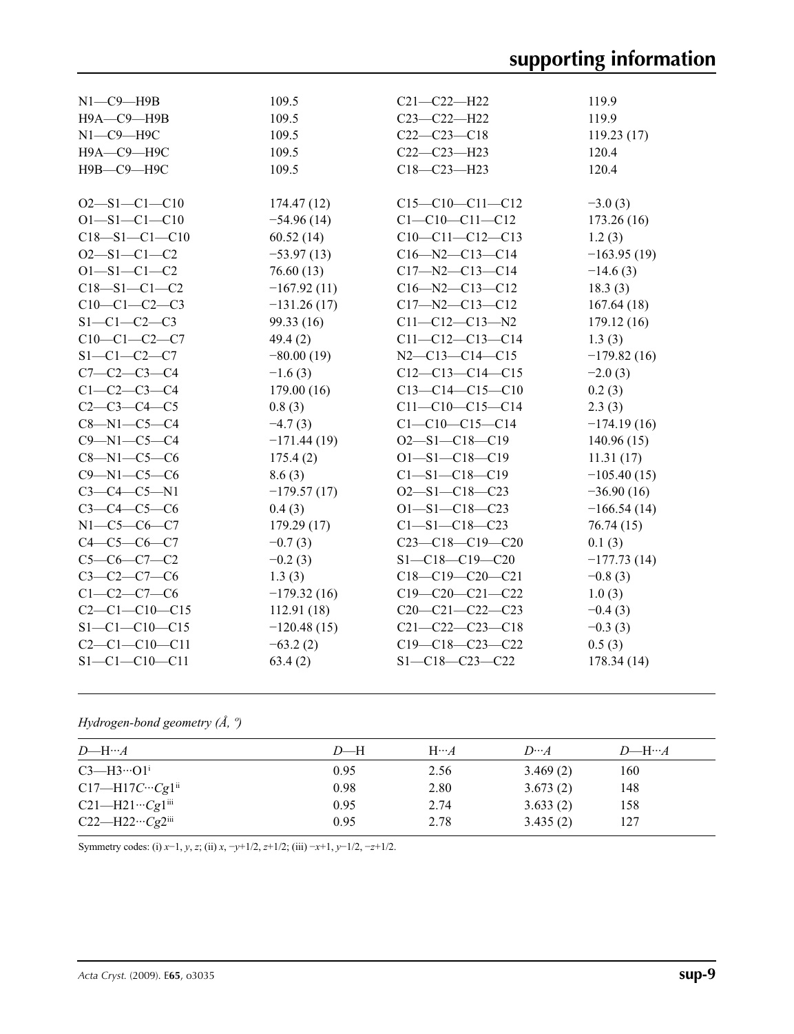| | | | |
|---|---|---|---|
| N1—C9—H9B | 109.5 | C21—C22—H22 | 119.9 |
| H9A—C9—H9B | 109.5 | C23—C22—H22 | 119.9 |
| N1—C9—H9C | 109.5 | C22—C23—C18 | 119.23 (17) |
| H9A—C9—H9C | 109.5 | C22—C23—H23 | 120.4 |
| H9B—C9—H9C | 109.5 | C18—C23—H23 | 120.4 |

| | | | |
|---|---|---|---|
| O2—S1—C1—C10 | 174.47 (12) | C15—C10—C11—C12 | −3.0 (3) |
| O1—S1—C1—C10 | −54.96 (14) | C1—C10—C11—C12 | 173.26 (16) |
| C18—S1—C1—C10 | 60.52 (14) | C10—C11—C12—C13 | 1.2 (3) |
| O2—S1—C1—C2 | −53.97 (13) | C16—N2—C13—C14 | −163.95 (19) |
| O1—S1—C1—C2 | 76.60 (13) | C17—N2—C13—C14 | −14.6 (3) |
| C18—S1—C1—C2 | −167.92 (11) | C16—N2—C13—C12 | 18.3 (3) |
| C10—C1—C2—C3 | −131.26 (17) | C17—N2—C13—C12 | 167.64 (18) |
| S1—C1—C2—C3 | 99.33 (16) | C11—C12—C13—N2 | 179.12 (16) |
| C10—C1—C2—C7 | 49.4 (2) | C11—C12—C13—C14 | 1.3 (3) |
| S1—C1—C2—C7 | −80.00 (19) | N2—C13—C14—C15 | −179.82 (16) |
| C7—C2—C3—C4 | −1.6 (3) | C12—C13—C14—C15 | −2.0 (3) |
| C1—C2—C3—C4 | 179.00 (16) | C13—C14—C15—C10 | 0.2 (3) |
| C2—C3—C4—C5 | 0.8 (3) | C11—C10—C15—C14 | 2.3 (3) |
| C8—N1—C5—C4 | −4.7 (3) | C1—C10—C15—C14 | −174.19 (16) |
| C9—N1—C5—C4 | −171.44 (19) | O2—S1—C18—C19 | 140.96 (15) |
| C8—N1—C5—C6 | 175.4 (2) | O1—S1—C18—C19 | 11.31 (17) |
| C9—N1—C5—C6 | 8.6 (3) | C1—S1—C18—C19 | −105.40 (15) |
| C3—C4—C5—N1 | −179.57 (17) | O2—S1—C18—C23 | −36.90 (16) |
| C3—C4—C5—C6 | 0.4 (3) | O1—S1—C18—C23 | −166.54 (14) |
| N1—C5—C6—C7 | 179.29 (17) | C1—S1—C18—C23 | 76.74 (15) |
| C4—C5—C6—C7 | −0.7 (3) | C23—C18—C19—C20 | 0.1 (3) |
| C5—C6—C7—C2 | −0.2 (3) | S1—C18—C19—C20 | −177.73 (14) |
| C3—C2—C7—C6 | 1.3 (3) | C18—C19—C20—C21 | −0.8 (3) |
| C1—C2—C7—C6 | −179.32 (16) | C19—C20—C21—C22 | 1.0 (3) |
| C2—C1—C10—C15 | 112.91 (18) | C20—C21—C22—C23 | −0.4 (3) |
| S1—C1—C10—C15 | −120.48 (15) | C21—C22—C23—C18 | −0.3 (3) |
| C2—C1—C10—C11 | −63.2 (2) | C19—C18—C23—C22 | 0.5 (3) |
| S1—C1—C10—C11 | 63.4 (2) | S1—C18—C23—C22 | 178.34 (14) |

*Hydrogen-bond geometry (Å, º)*

| *D*—H···*A* | *D*—H | H···*A* | *D*···*A* | *D*—H···*A* |
|---|---|---|---|---|
| C3—H3···O1[i] | 0.95 | 2.56 | 3.469 (2) | 160 |
| C17—H17*C*···*Cg*1[ii] | 0.98 | 2.80 | 3.673 (2) | 148 |
| C21—H21···*Cg*1[iii] | 0.95 | 2.74 | 3.633 (2) | 158 |
| C22—H22···*Cg*2[iii] | 0.95 | 2.78 | 3.435 (2) | 127 |

Symmetry codes: (i) *x*−1, *y*, *z*; (ii) *x*, −*y*+1/2, *z*+1/2; (iii) −*x*+1, *y*−1/2, −*z*+1/2.